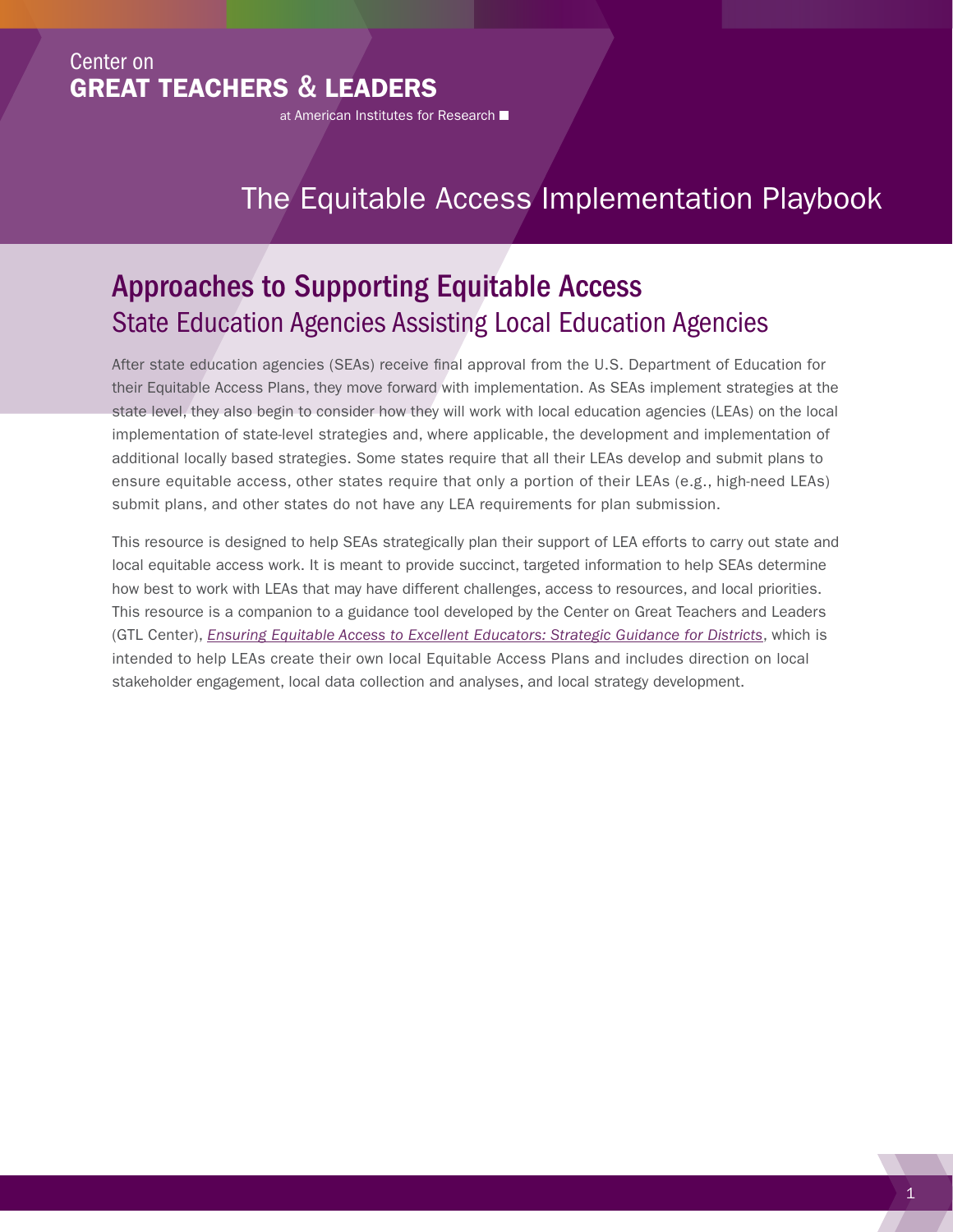Center on
**GREAT TEACHERS & LEADERS**
at American Institutes for Research

# The Equitable Access Implementation Playbook

## Approaches to Supporting Equitable Access

### State Education Agencies Assisting Local Education Agencies

After state education agencies (SEAs) receive final approval from the U.S. Department of Education for their Equitable Access Plans, they move forward with implementation. As SEAs implement strategies at the state level, they also begin to consider how they will work with local education agencies (LEAs) on the local implementation of state-level strategies and, where applicable, the development and implementation of additional locally based strategies. Some states require that all their LEAs develop and submit plans to ensure equitable access, other states require that only a portion of their LEAs (e.g., high-need LEAs) submit plans, and other states do not have any LEA requirements for plan submission.

This resource is designed to help SEAs strategically plan their support of LEA efforts to carry out state and local equitable access work. It is meant to provide succinct, targeted information to help SEAs determine how best to work with LEAs that may have different challenges, access to resources, and local priorities. This resource is a companion to a guidance tool developed by the Center on Great Teachers and Leaders (GTL Center), *Ensuring Equitable Access to Excellent Educators: Strategic Guidance for Districts*, which is intended to help LEAs create their own local Equitable Access Plans and includes direction on local stakeholder engagement, local data collection and analyses, and local strategy development.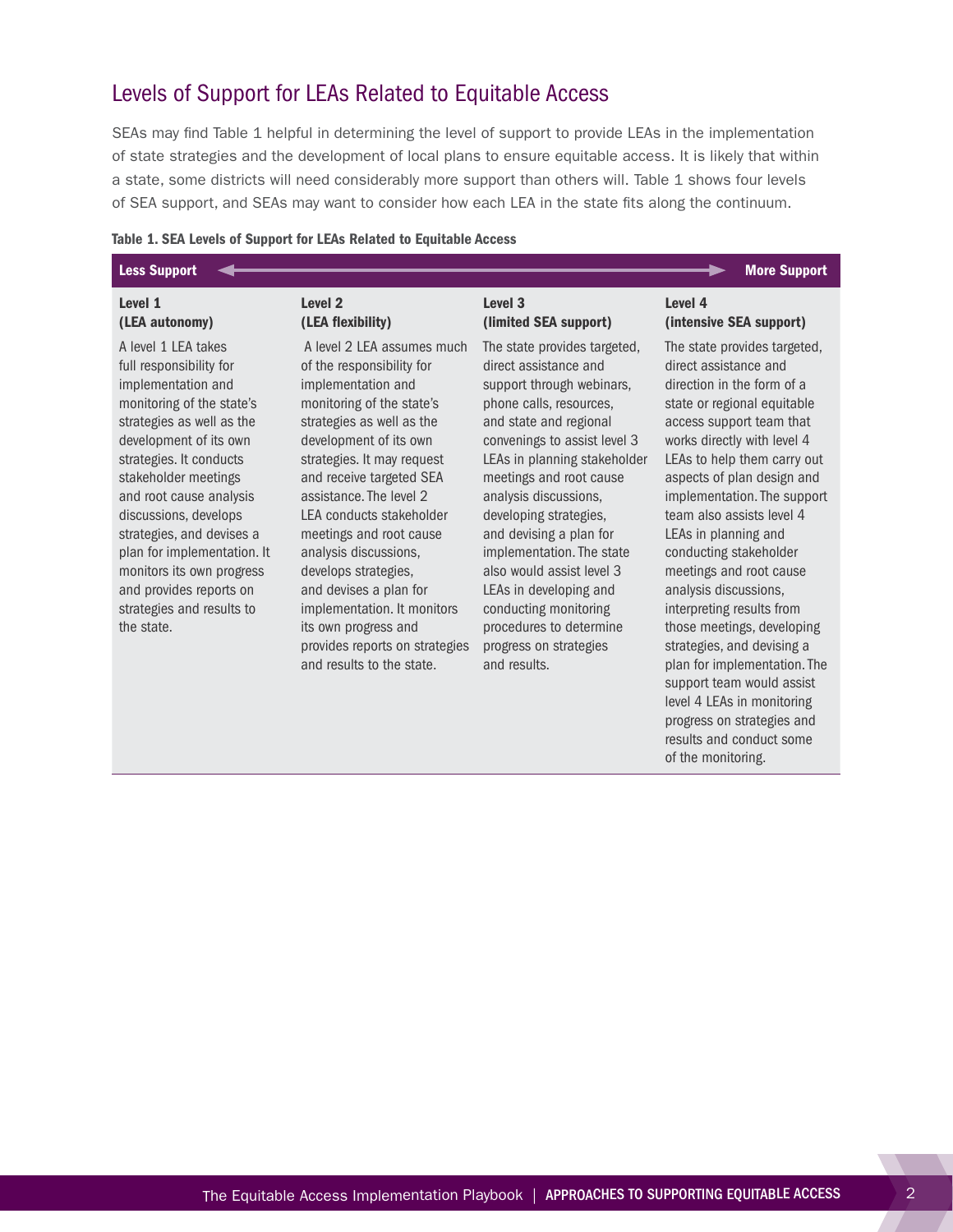## Levels of Support for LEAs Related to Equitable Access

SEAs may find Table 1 helpful in determining the level of support to provide LEAs in the implementation of state strategies and the development of local plans to ensure equitable access. It is likely that within a state, some districts will need considerably more support than others will. Table 1 shows four levels of SEA support, and SEAs may want to consider how each LEA in the state fits along the continuum.

**Table 1. SEA Levels of Support for LEAs Related to Equitable Access**

| Less Support ⟵ | | | ⟶ More Support |
|---|---|---|---|
| **Level 1 (LEA autonomy)** | **Level 2 (LEA flexibility)** | **Level 3 (limited SEA support)** | **Level 4 (intensive SEA support)** |
| A level 1 LEA takes full responsibility for implementation and monitoring of the state's strategies as well as the development of its own strategies. It conducts stakeholder meetings and root cause analysis discussions, develops strategies, and devises a plan for implementation. It monitors its own progress and provides reports on strategies and results to the state. | A level 2 LEA assumes much of the responsibility for implementation and monitoring of the state's strategies as well as the development of its own strategies. It may request and receive targeted SEA assistance. The level 2 LEA conducts stakeholder meetings and root cause analysis discussions, develops strategies, and devises a plan for implementation. It monitors its own progress and provides reports on strategies and results to the state. | The state provides targeted, direct assistance and support through webinars, phone calls, resources, and state and regional convenings to assist level 3 LEAs in planning stakeholder meetings and root cause analysis discussions, developing strategies, and devising a plan for implementation. The state also would assist level 3 LEAs in developing and conducting monitoring procedures to determine progress on strategies and results. | The state provides targeted, direct assistance and direction in the form of a state or regional equitable access support team that works directly with level 4 LEAs to help them carry out aspects of plan design and implementation. The support team also assists level 4 LEAs in planning and conducting stakeholder meetings and root cause analysis discussions, interpreting results from those meetings, developing strategies, and devising a plan for implementation. The support team would assist level 4 LEAs in monitoring progress on strategies and results and conduct some of the monitoring. |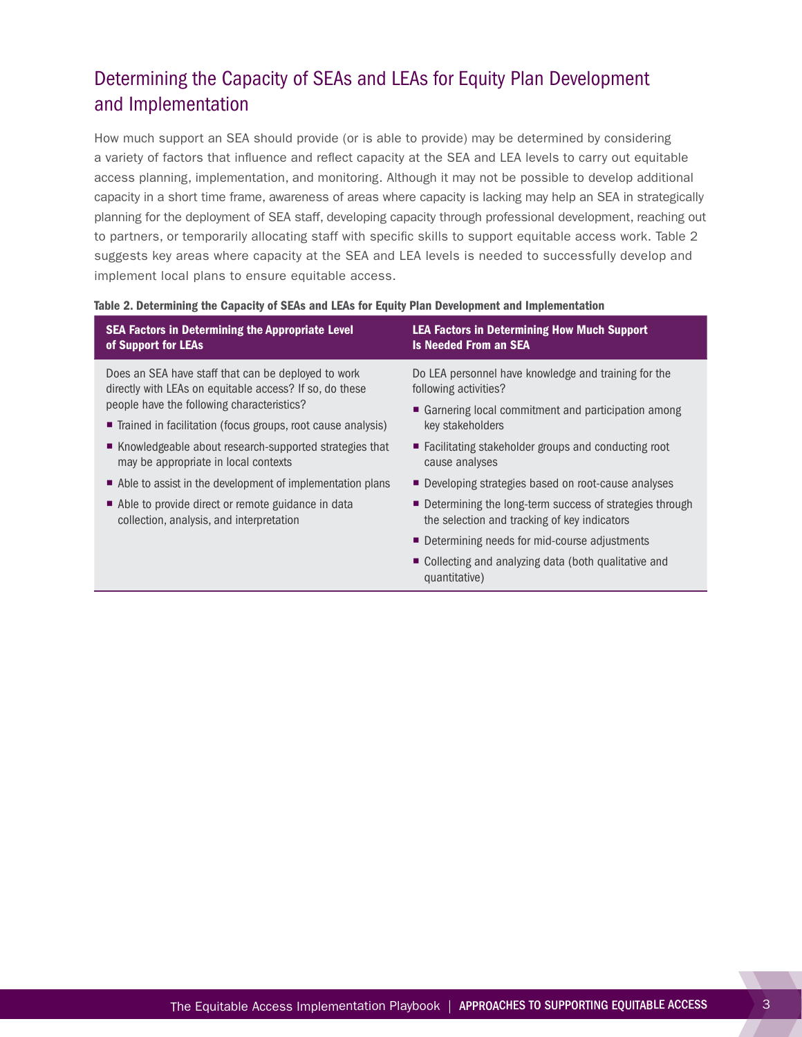## Determining the Capacity of SEAs and LEAs for Equity Plan Development and Implementation

How much support an SEA should provide (or is able to provide) may be determined by considering a variety of factors that influence and reflect capacity at the SEA and LEA levels to carry out equitable access planning, implementation, and monitoring. Although it may not be possible to develop additional capacity in a short time frame, awareness of areas where capacity is lacking may help an SEA in strategically planning for the deployment of SEA staff, developing capacity through professional development, reaching out to partners, or temporarily allocating staff with specific skills to support equitable access work. Table 2 suggests key areas where capacity at the SEA and LEA levels is needed to successfully develop and implement local plans to ensure equitable access.

**Table 2. Determining the Capacity of SEAs and LEAs for Equity Plan Development and Implementation**

| SEA Factors in Determining the Appropriate Level of Support for LEAs | LEA Factors in Determining How Much Support Is Needed From an SEA |
|---|---|
| Does an SEA have staff that can be deployed to work directly with LEAs on equitable access? If so, do these people have the following characteristics?<br>■ Trained in facilitation (focus groups, root cause analysis)<br>■ Knowledgeable about research-supported strategies that may be appropriate in local contexts<br>■ Able to assist in the development of implementation plans<br>■ Able to provide direct or remote guidance in data collection, analysis, and interpretation | Do LEA personnel have knowledge and training for the following activities?<br>■ Garnering local commitment and participation among key stakeholders<br>■ Facilitating stakeholder groups and conducting root cause analyses<br>■ Developing strategies based on root-cause analyses<br>■ Determining the long-term success of strategies through the selection and tracking of key indicators<br>■ Determining needs for mid-course adjustments<br>■ Collecting and analyzing data (both qualitative and quantitative) |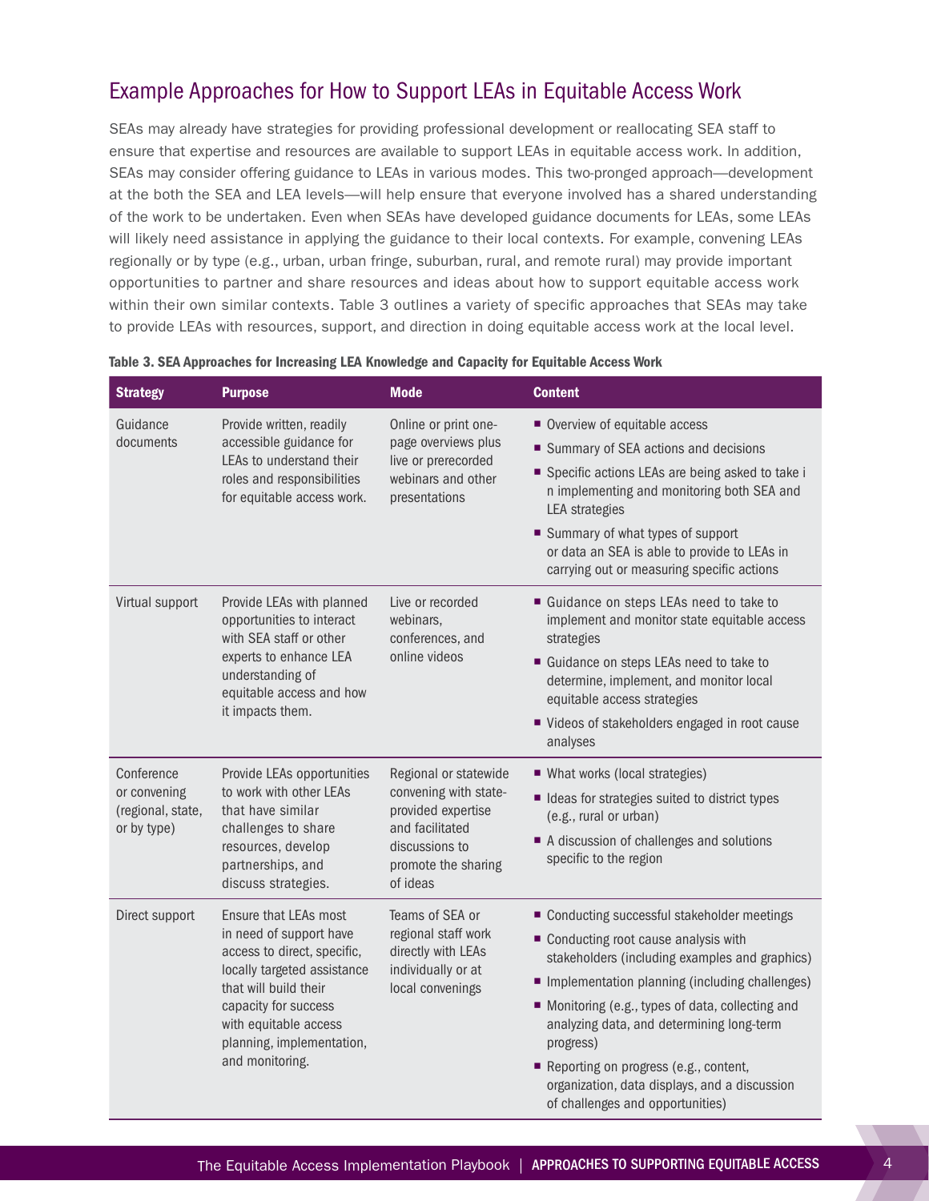## Example Approaches for How to Support LEAs in Equitable Access Work

SEAs may already have strategies for providing professional development or reallocating SEA staff to ensure that expertise and resources are available to support LEAs in equitable access work. In addition, SEAs may consider offering guidance to LEAs in various modes. This two-pronged approach—development at the both the SEA and LEA levels—will help ensure that everyone involved has a shared understanding of the work to be undertaken. Even when SEAs have developed guidance documents for LEAs, some LEAs will likely need assistance in applying the guidance to their local contexts. For example, convening LEAs regionally or by type (e.g., urban, urban fringe, suburban, rural, and remote rural) may provide important opportunities to partner and share resources and ideas about how to support equitable access work within their own similar contexts. Table 3 outlines a variety of specific approaches that SEAs may take to provide LEAs with resources, support, and direction in doing equitable access work at the local level.

**Table 3. SEA Approaches for Increasing LEA Knowledge and Capacity for Equitable Access Work**

| Strategy | Purpose | Mode | Content |
| --- | --- | --- | --- |
| Guidance documents | Provide written, readily accessible guidance for LEAs to understand their roles and responsibilities for equitable access work. | Online or print one-page overviews plus live or prerecorded webinars and other presentations | ■ Overview of equitable access<br>■ Summary of SEA actions and decisions<br>■ Specific actions LEAs are being asked to take i n implementing and monitoring both SEA and LEA strategies<br>■ Summary of what types of support or data an SEA is able to provide to LEAs in carrying out or measuring specific actions |
| Virtual support | Provide LEAs with planned opportunities to interact with SEA staff or other experts to enhance LEA understanding of equitable access and how it impacts them. | Live or recorded webinars, conferences, and online videos | ■ Guidance on steps LEAs need to take to implement and monitor state equitable access strategies<br>■ Guidance on steps LEAs need to take to determine, implement, and monitor local equitable access strategies<br>■ Videos of stakeholders engaged in root cause analyses |
| Conference or convening (regional, state, or by type) | Provide LEAs opportunities to work with other LEAs that have similar challenges to share resources, develop partnerships, and discuss strategies. | Regional or statewide convening with state-provided expertise and facilitated discussions to promote the sharing of ideas | ■ What works (local strategies)<br>■ Ideas for strategies suited to district types (e.g., rural or urban)<br>■ A discussion of challenges and solutions specific to the region |
| Direct support | Ensure that LEAs most in need of support have access to direct, specific, locally targeted assistance that will build their capacity for success with equitable access planning, implementation, and monitoring. | Teams of SEA or regional staff work directly with LEAs individually or at local convenings | ■ Conducting successful stakeholder meetings<br>■ Conducting root cause analysis with stakeholders (including examples and graphics)<br>■ Implementation planning (including challenges)<br>■ Monitoring (e.g., types of data, collecting and analyzing data, and determining long-term progress)<br>■ Reporting on progress (e.g., content, organization, data displays, and a discussion of challenges and opportunities) |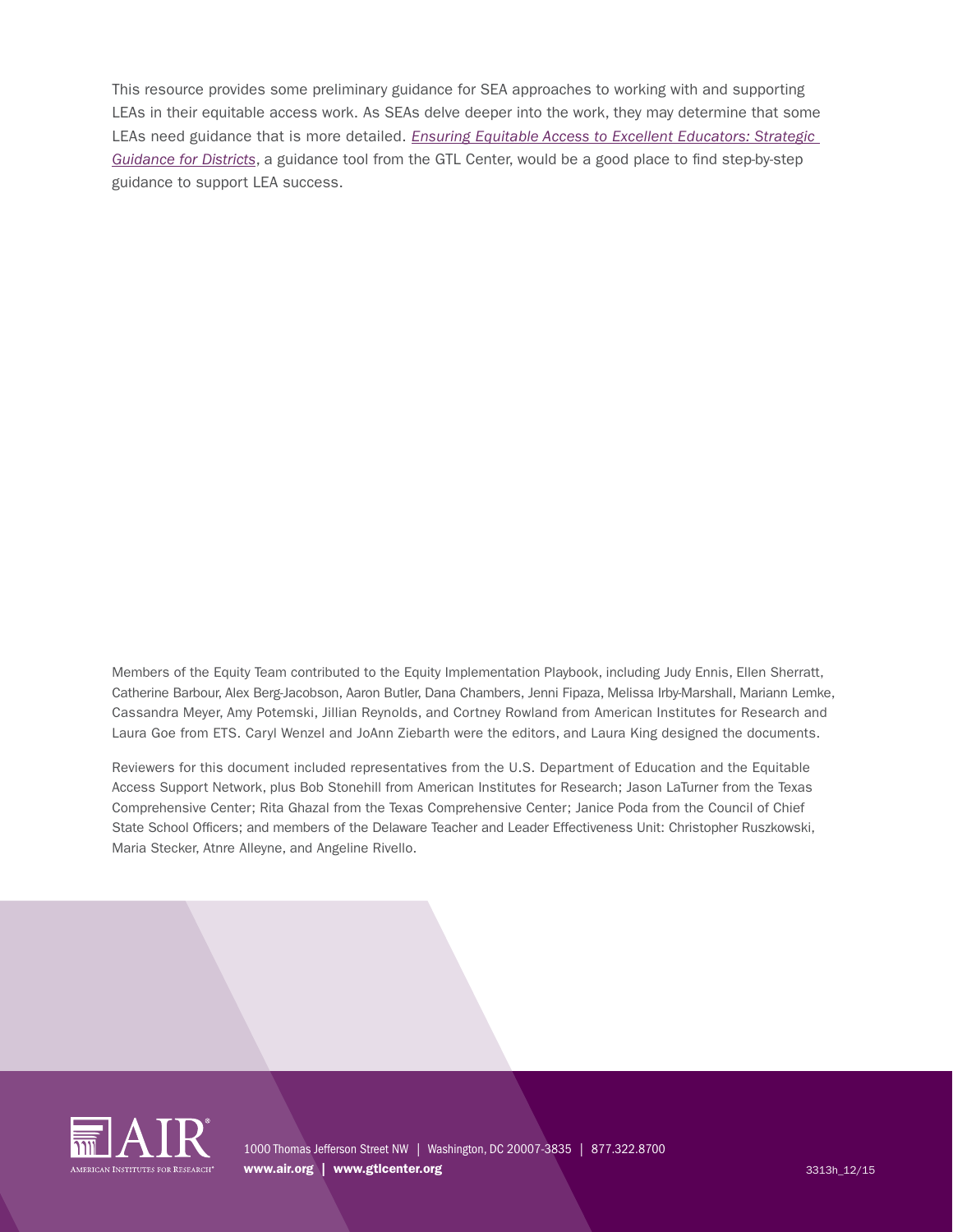This resource provides some preliminary guidance for SEA approaches to working with and supporting LEAs in their equitable access work. As SEAs delve deeper into the work, they may determine that some LEAs need guidance that is more detailed. *Ensuring Equitable Access to Excellent Educators: Strategic Guidance for Districts*, a guidance tool from the GTL Center, would be a good place to find step-by-step guidance to support LEA success.

Members of the Equity Team contributed to the Equity Implementation Playbook, including Judy Ennis, Ellen Sherratt, Catherine Barbour, Alex Berg-Jacobson, Aaron Butler, Dana Chambers, Jenni Fipaza, Melissa Irby-Marshall, Mariann Lemke, Cassandra Meyer, Amy Potemski, Jillian Reynolds, and Cortney Rowland from American Institutes for Research and Laura Goe from ETS. Caryl Wenzel and JoAnn Ziebarth were the editors, and Laura King designed the documents.

Reviewers for this document included representatives from the U.S. Department of Education and the Equitable Access Support Network, plus Bob Stonehill from American Institutes for Research; Jason LaTurner from the Texas Comprehensive Center; Rita Ghazal from the Texas Comprehensive Center; Janice Poda from the Council of Chief State School Officers; and members of the Delaware Teacher and Leader Effectiveness Unit: Christopher Ruszkowski, Maria Stecker, Atnre Alleyne, and Angeline Rivello.

AIR® American Institutes for Research®

1000 Thomas Jefferson Street NW | Washington, DC 20007-3835 | 877.322.8700

**www.air.org | www.gtlcenter.org**

3313h_12/15